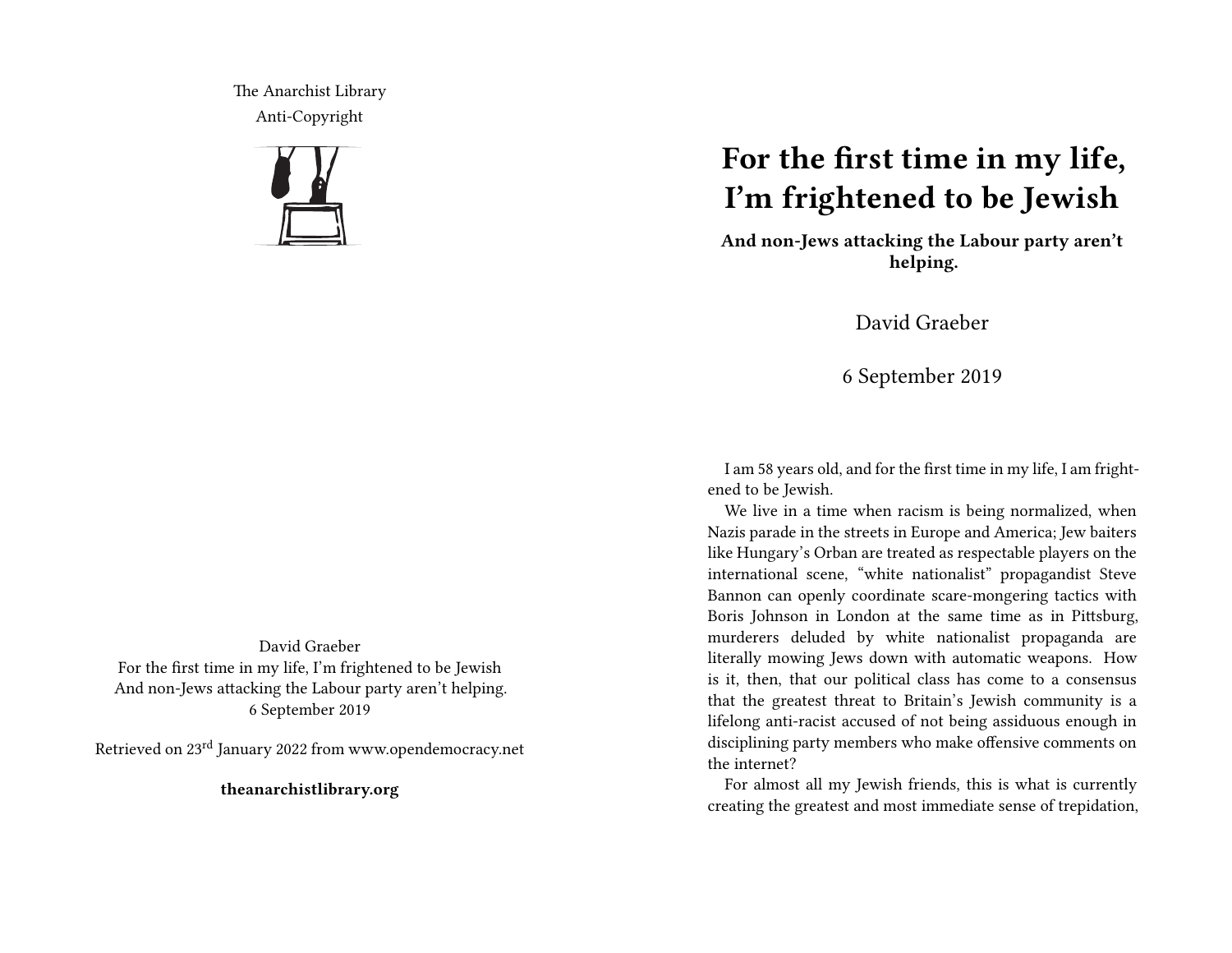The Anarchist Library
Anti-Copyright

David Graeber
For the first time in my life, I'm frightened to be Jewish
And non-Jews attacking the Labour party aren't helping.
6 September 2019

Retrieved on 23rd January 2022 from www.opendemocracy.net

**theanarchistlibrary.org**

# For the first time in my life, I'm frightened to be Jewish

**And non-Jews attacking the Labour party aren't helping.**

David Graeber

6 September 2019

I am 58 years old, and for the first time in my life, I am frightened to be Jewish.

We live in a time when racism is being normalized, when Nazis parade in the streets in Europe and America; Jew baiters like Hungary's Orban are treated as respectable players on the international scene, "white nationalist" propagandist Steve Bannon can openly coordinate scare-mongering tactics with Boris Johnson in London at the same time as in Pittsburg, murderers deluded by white nationalist propaganda are literally mowing Jews down with automatic weapons. How is it, then, that our political class has come to a consensus that the greatest threat to Britain's Jewish community is a lifelong anti-racist accused of not being assiduous enough in disciplining party members who make offensive comments on the internet?

For almost all my Jewish friends, this is what is currently creating the greatest and most immediate sense of trepidation,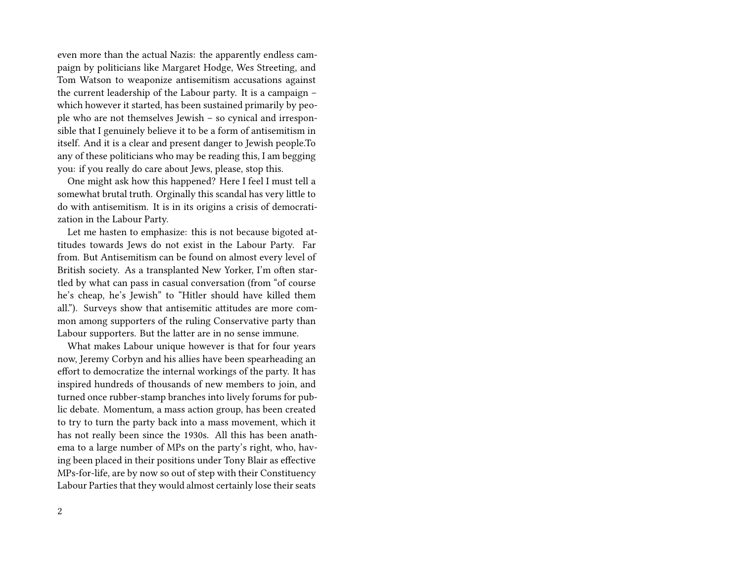even more than the actual Nazis: the apparently endless campaign by politicians like Margaret Hodge, Wes Streeting, and Tom Watson to weaponize antisemitism accusations against the current leadership of the Labour party. It is a campaign – which however it started, has been sustained primarily by people who are not themselves Jewish – so cynical and irresponsible that I genuinely believe it to be a form of antisemitism in itself. And it is a clear and present danger to Jewish people.To any of these politicians who may be reading this, I am begging you: if you really do care about Jews, please, stop this.

One might ask how this happened? Here I feel I must tell a somewhat brutal truth. Orginally this scandal has very little to do with antisemitism. It is in its origins a crisis of democratization in the Labour Party.

Let me hasten to emphasize: this is not because bigoted attitudes towards Jews do not exist in the Labour Party. Far from. But Antisemitism can be found on almost every level of British society. As a transplanted New Yorker, I'm often startled by what can pass in casual conversation (from "of course he's cheap, he's Jewish" to "Hitler should have killed them all."). Surveys show that antisemitic attitudes are more common among supporters of the ruling Conservative party than Labour supporters. But the latter are in no sense immune.

What makes Labour unique however is that for four years now, Jeremy Corbyn and his allies have been spearheading an effort to democratize the internal workings of the party. It has inspired hundreds of thousands of new members to join, and turned once rubber-stamp branches into lively forums for public debate. Momentum, a mass action group, has been created to try to turn the party back into a mass movement, which it has not really been since the 1930s. All this has been anathema to a large number of MPs on the party's right, who, having been placed in their positions under Tony Blair as effective MPs-for-life, are by now so out of step with their Constituency Labour Parties that they would almost certainly lose their seats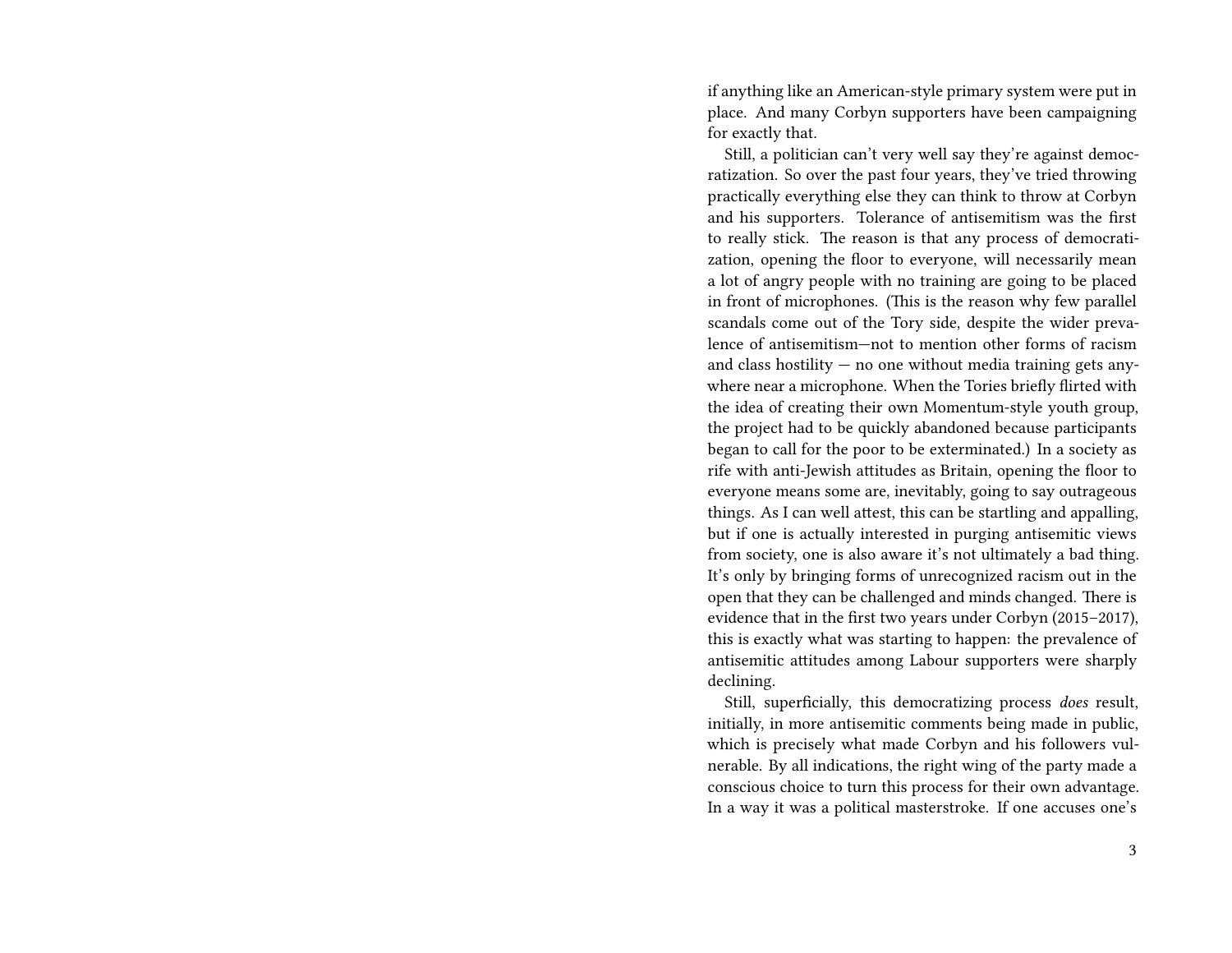if anything like an American-style primary system were put in place. And many Corbyn supporters have been campaigning for exactly that.

Still, a politician can't very well say they're against democratization. So over the past four years, they've tried throwing practically everything else they can think to throw at Corbyn and his supporters. Tolerance of antisemitism was the first to really stick. The reason is that any process of democratization, opening the floor to everyone, will necessarily mean a lot of angry people with no training are going to be placed in front of microphones. (This is the reason why few parallel scandals come out of the Tory side, despite the wider prevalence of antisemitism—not to mention other forms of racism and class hostility — no one without media training gets anywhere near a microphone. When the Tories briefly flirted with the idea of creating their own Momentum-style youth group, the project had to be quickly abandoned because participants began to call for the poor to be exterminated.) In a society as rife with anti-Jewish attitudes as Britain, opening the floor to everyone means some are, inevitably, going to say outrageous things. As I can well attest, this can be startling and appalling, but if one is actually interested in purging antisemitic views from society, one is also aware it's not ultimately a bad thing. It's only by bringing forms of unrecognized racism out in the open that they can be challenged and minds changed. There is evidence that in the first two years under Corbyn (2015–2017), this is exactly what was starting to happen: the prevalence of antisemitic attitudes among Labour supporters were sharply declining.

Still, superficially, this democratizing process *does* result, initially, in more antisemitic comments being made in public, which is precisely what made Corbyn and his followers vulnerable. By all indications, the right wing of the party made a conscious choice to turn this process for their own advantage. In a way it was a political masterstroke. If one accuses one's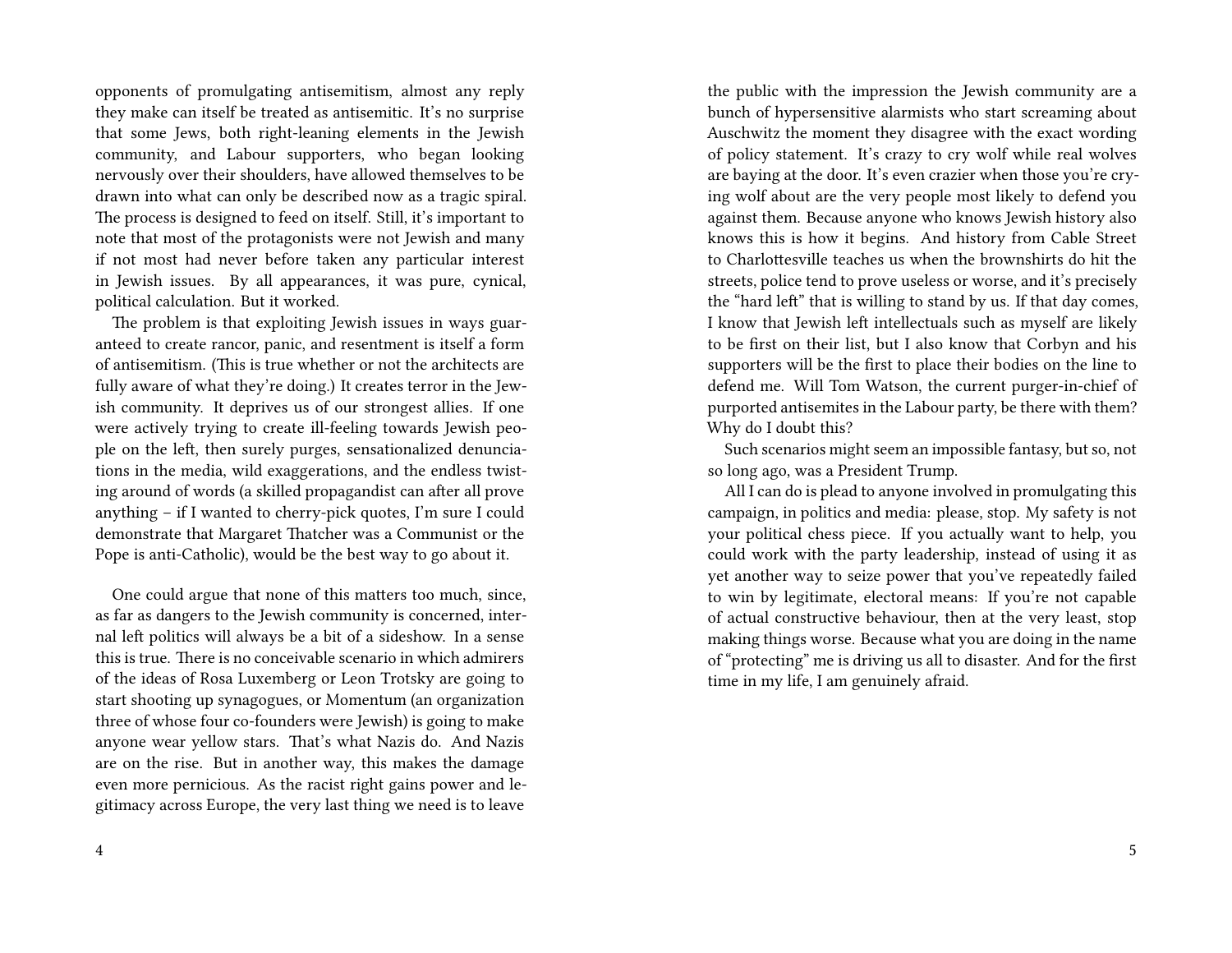opponents of promulgating antisemitism, almost any reply they make can itself be treated as antisemitic. It's no surprise that some Jews, both right-leaning elements in the Jewish community, and Labour supporters, who began looking nervously over their shoulders, have allowed themselves to be drawn into what can only be described now as a tragic spiral. The process is designed to feed on itself. Still, it's important to note that most of the protagonists were not Jewish and many if not most had never before taken any particular interest in Jewish issues. By all appearances, it was pure, cynical, political calculation. But it worked.

The problem is that exploiting Jewish issues in ways guaranteed to create rancor, panic, and resentment is itself a form of antisemitism. (This is true whether or not the architects are fully aware of what they're doing.) It creates terror in the Jewish community. It deprives us of our strongest allies. If one were actively trying to create ill-feeling towards Jewish people on the left, then surely purges, sensationalized denunciations in the media, wild exaggerations, and the endless twisting around of words (a skilled propagandist can after all prove anything – if I wanted to cherry-pick quotes, I'm sure I could demonstrate that Margaret Thatcher was a Communist or the Pope is anti-Catholic), would be the best way to go about it.

One could argue that none of this matters too much, since, as far as dangers to the Jewish community is concerned, internal left politics will always be a bit of a sideshow. In a sense this is true. There is no conceivable scenario in which admirers of the ideas of Rosa Luxemberg or Leon Trotsky are going to start shooting up synagogues, or Momentum (an organization three of whose four co-founders were Jewish) is going to make anyone wear yellow stars. That's what Nazis do. And Nazis are on the rise. But in another way, this makes the damage even more pernicious. As the racist right gains power and legitimacy across Europe, the very last thing we need is to leave the public with the impression the Jewish community are a bunch of hypersensitive alarmists who start screaming about Auschwitz the moment they disagree with the exact wording of policy statement. It's crazy to cry wolf while real wolves are baying at the door. It's even crazier when those you're crying wolf about are the very people most likely to defend you against them. Because anyone who knows Jewish history also knows this is how it begins. And history from Cable Street to Charlottesville teaches us when the brownshirts do hit the streets, police tend to prove useless or worse, and it's precisely the "hard left" that is willing to stand by us. If that day comes, I know that Jewish left intellectuals such as myself are likely to be first on their list, but I also know that Corbyn and his supporters will be the first to place their bodies on the line to defend me. Will Tom Watson, the current purger-in-chief of purported antisemites in the Labour party, be there with them? Why do I doubt this?

Such scenarios might seem an impossible fantasy, but so, not so long ago, was a President Trump.

All I can do is plead to anyone involved in promulgating this campaign, in politics and media: please, stop. My safety is not your political chess piece. If you actually want to help, you could work with the party leadership, instead of using it as yet another way to seize power that you've repeatedly failed to win by legitimate, electoral means: If you're not capable of actual constructive behaviour, then at the very least, stop making things worse. Because what you are doing in the name of "protecting" me is driving us all to disaster. And for the first time in my life, I am genuinely afraid.